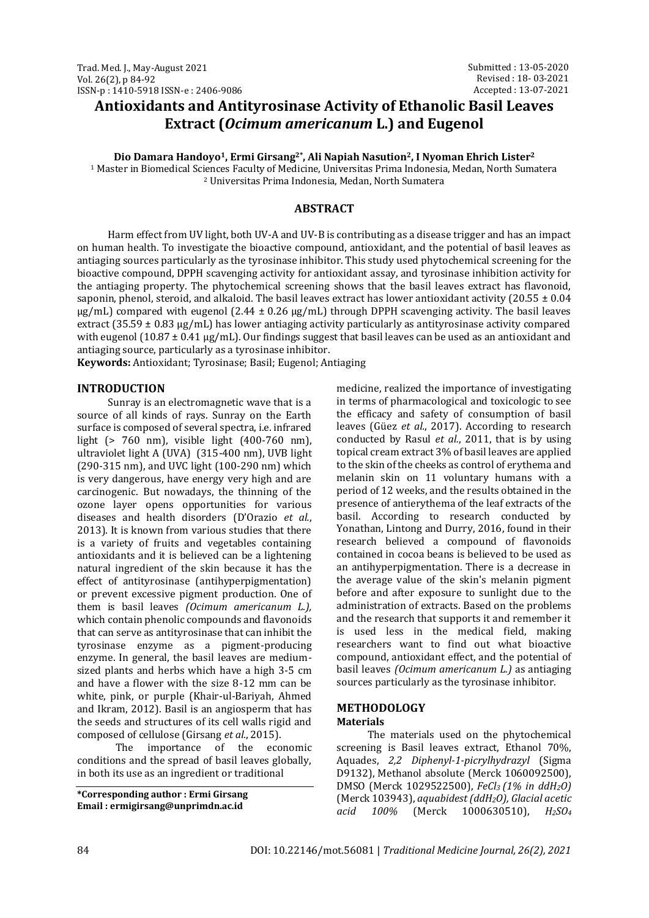# Antioxidants and Antityrosinase Activity of Ethanolic Basil Leaves Extract (*Ocimum americanum* L.) and Eugenol

**Dio Damara Handoyo[1], Ermi Girsang[2*], Ali Napiah Nasution[2], I Nyoman Ehrich Lister[2]**

[1] Master in Biomedical Sciences Faculty of Medicine, Universitas Prima Indonesia, Medan, North Sumatera
[2] Universitas Prima Indonesia, Medan, North Sumatera

Submitted : 13-05-2020
Revised : 18- 03-2021
Accepted : 13-07-2021

## ABSTRACT

Harm effect from UV light, both UV-A and UV-B is contributing as a disease trigger and has an impact on human health. To investigate the bioactive compound, antioxidant, and the potential of basil leaves as antiaging sources particularly as the tyrosinase inhibitor. This study used phytochemical screening for the bioactive compound, DPPH scavenging activity for antioxidant assay, and tyrosinase inhibition activity for the antiaging property. The phytochemical screening shows that the basil leaves extract has flavonoid, saponin, phenol, steroid, and alkaloid. The basil leaves extract has lower antioxidant activity (20.55 ± 0.04 μg/mL) compared with eugenol (2.44 ± 0.26 μg/mL) through DPPH scavenging activity. The basil leaves extract (35.59 ± 0.83 μg/mL) has lower antiaging activity particularly as antityrosinase activity compared with eugenol (10.87 ± 0.41 μg/mL). Our findings suggest that basil leaves can be used as an antioxidant and antiaging source, particularly as a tyrosinase inhibitor.

**Keywords:** Antioxidant; Tyrosinase; Basil; Eugenol; Antiaging

## INTRODUCTION

Sunray is an electromagnetic wave that is a source of all kinds of rays. Sunray on the Earth surface is composed of several spectra, i.e. infrared light (> 760 nm), visible light (400-760 nm), ultraviolet light A (UVA) (315-400 nm), UVB light (290-315 nm), and UVC light (100-290 nm) which is very dangerous, have energy very high and are carcinogenic. But nowadays, the thinning of the ozone layer opens opportunities for various diseases and health disorders (D'Orazio *et al.*, 2013). It is known from various studies that there is a variety of fruits and vegetables containing antioxidants and it is believed can be a lightening natural ingredient of the skin because it has the effect of antityrosinase (antihyperpigmentation) or prevent excessive pigment production. One of them is basil leaves *(Ocimum americanum L.)*, which contain phenolic compounds and flavonoids that can serve as antityrosinase that can inhibit the tyrosinase enzyme as a pigment-producing enzyme. In general, the basil leaves are medium-sized plants and herbs which have a high 3-5 cm and have a flower with the size 8-12 mm can be white, pink, or purple (Khair-ul-Bariyah, Ahmed and Ikram, 2012). Basil is an angiosperm that has the seeds and structures of its cell walls rigid and composed of cellulose (Girsang *et al.*, 2015).

The importance of the economic conditions and the spread of basil leaves globally, in both its use as an ingredient or traditional medicine, realized the importance of investigating in terms of pharmacological and toxicologic to see the efficacy and safety of consumption of basil leaves (Güez *et al.*, 2017). According to research conducted by Rasul *et al.*, 2011, that is by using topical cream extract 3% of basil leaves are applied to the skin of the cheeks as control of erythema and melanin skin on 11 voluntary humans with a period of 12 weeks, and the results obtained in the presence of antierythema of the leaf extracts of the basil. According to research conducted by Yonathan, Lintong and Durry, 2016, found in their research believed a compound of flavonoids contained in cocoa beans is believed to be used as an antihyperpigmentation. There is a decrease in the average value of the skin's melanin pigment before and after exposure to sunlight due to the administration of extracts. Based on the problems and the research that supports it and remember it is used less in the medical field, making researchers want to find out what bioactive compound, antioxidant effect, and the potential of basil leaves *(Ocimum americanum L.)* as antiaging sources particularly as the tyrosinase inhibitor.

## METHODOLOGY

### Materials

The materials used on the phytochemical screening is Basil leaves extract, Ethanol 70%, Aquades, *2,2 Diphenyl-1-picrylhydrazyl* (Sigma D9132), Methanol absolute (Merck 1060092500), DMSO (Merck 1029522500), *$FeCl_3$ (1% in $ddH_2O$)* (Merck 103943), *aquabidest ($ddH_2O$), Glacial acetic acid 100%* (Merck 1000630510), *$H_2SO_4$*

**\*Corresponding author : Ermi Girsang**
**Email : ermigirsang@unprimdn.ac.id**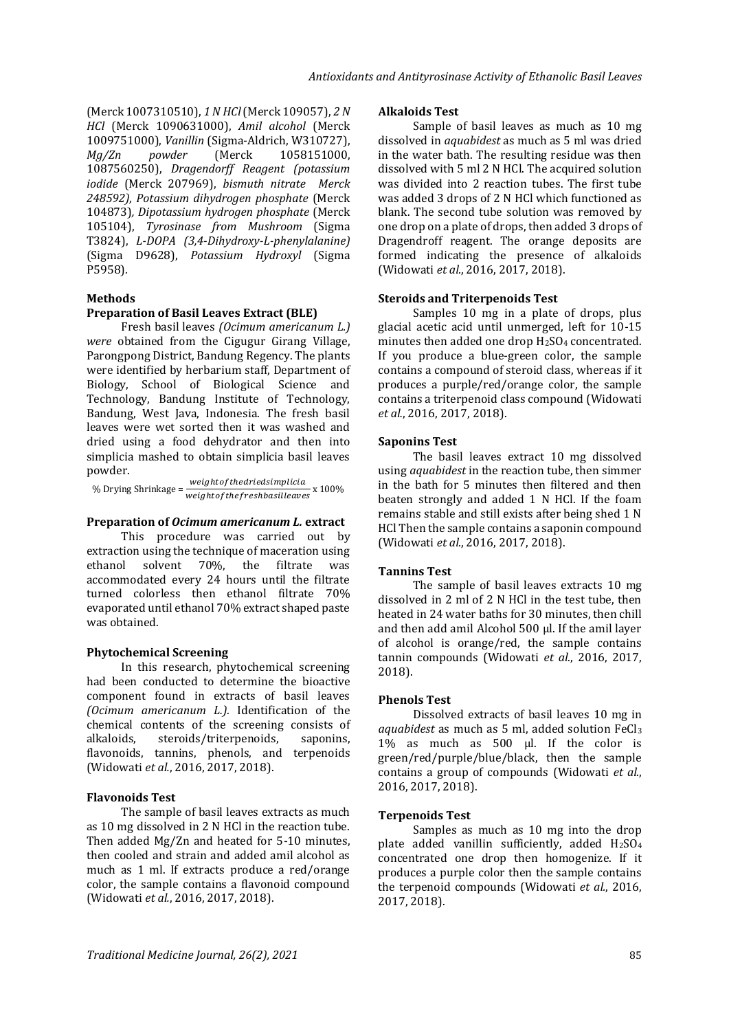(Merck 1007310510), *1 N HCl* (Merck 109057), *2 N HCl* (Merck 1090631000), *Amil alcohol* (Merck 1009751000), *Vanillin* (Sigma-Aldrich, W310727), *Mg/Zn powder* (Merck 1058151000, 1087560250), *Dragendorff Reagent (potassium iodide* (Merck 207969), *bismuth nitrate Merck 248592), Potassium dihydrogen phosphate* (Merck 104873)*, Dipotassium hydrogen phosphate* (Merck 105104), *Tyrosinase from Mushroom* (Sigma T3824), *L-DOPA (3,4-Dihydroxy-L-phenylalanine)* (Sigma D9628), *Potassium Hydroxyl* (Sigma P5958).

## Methods

### Preparation of Basil Leaves Extract (BLE)

Fresh basil leaves *(Ocimum americanum L.) were* obtained from the Cigugur Girang Village, Parongpong District, Bandung Regency. The plants were identified by herbarium staff, Department of Biology, School of Biological Science and Technology, Bandung Institute of Technology, Bandung, West Java, Indonesia. The fresh basil leaves were wet sorted then it was washed and dried using a food dehydrator and then into simplicia mashed to obtain simplicia basil leaves powder.

$$\% \text{ Drying Shrinkage} = \frac{weight of the dried simplicia}{weight of the fresh basil leaves} \times 100\%$$

### Preparation of *Ocimum americanum L.* extract

This procedure was carried out by extraction using the technique of maceration using ethanol solvent 70%, the filtrate was accommodated every 24 hours until the filtrate turned colorless then ethanol filtrate 70% evaporated until ethanol 70% extract shaped paste was obtained.

### Phytochemical Screening

In this research, phytochemical screening had been conducted to determine the bioactive component found in extracts of basil leaves *(Ocimum americanum L.)*. Identification of the chemical contents of the screening consists of alkaloids, steroids/triterpenoids, saponins, flavonoids, tannins, phenols, and terpenoids (Widowati *et al.*, 2016, 2017, 2018).

### Flavonoids Test

The sample of basil leaves extracts as much as 10 mg dissolved in 2 N HCl in the reaction tube. Then added Mg/Zn and heated for 5-10 minutes, then cooled and strain and added amil alcohol as much as 1 ml. If extracts produce a red/orange color, the sample contains a flavonoid compound (Widowati *et al.*, 2016, 2017, 2018).

### Alkaloids Test

Sample of basil leaves as much as 10 mg dissolved in *aquabidest* as much as 5 ml was dried in the water bath. The resulting residue was then dissolved with 5 ml 2 N HCl. The acquired solution was divided into 2 reaction tubes. The first tube was added 3 drops of 2 N HCl which functioned as blank. The second tube solution was removed by one drop on a plate of drops, then added 3 drops of Dragendroff reagent. The orange deposits are formed indicating the presence of alkaloids (Widowati *et al.*, 2016, 2017, 2018).

### Steroids and Triterpenoids Test

Samples 10 mg in a plate of drops, plus glacial acetic acid until unmerged, left for 10-15 minutes then added one drop $H_2SO_4$ concentrated. If you produce a blue-green color, the sample contains a compound of steroid class, whereas if it produces a purple/red/orange color, the sample contains a triterpenoid class compound (Widowati *et al.*, 2016, 2017, 2018).

### Saponins Test

The basil leaves extract 10 mg dissolved using *aquabidest* in the reaction tube, then simmer in the bath for 5 minutes then filtered and then beaten strongly and added 1 N HCl. If the foam remains stable and still exists after being shed 1 N HCl Then the sample contains a saponin compound (Widowati *et al.*, 2016, 2017, 2018).

### Tannins Test

The sample of basil leaves extracts 10 mg dissolved in 2 ml of 2 N HCl in the test tube, then heated in 24 water baths for 30 minutes, then chill and then add amil Alcohol 500 µl. If the amil layer of alcohol is orange/red, the sample contains tannin compounds (Widowati *et al.*, 2016, 2017, 2018).

### Phenols Test

Dissolved extracts of basil leaves 10 mg in *aquabidest* as much as 5 ml, added solution $FeCl_3$ 1% as much as 500 µl. If the color is green/red/purple/blue/black, then the sample contains a group of compounds (Widowati *et al.*, 2016, 2017, 2018).

### Terpenoids Test

Samples as much as 10 mg into the drop plate added vanillin sufficiently, added $H_2SO_4$ concentrated one drop then homogenize. If it produces a purple color then the sample contains the terpenoid compounds (Widowati *et al.*, 2016, 2017, 2018).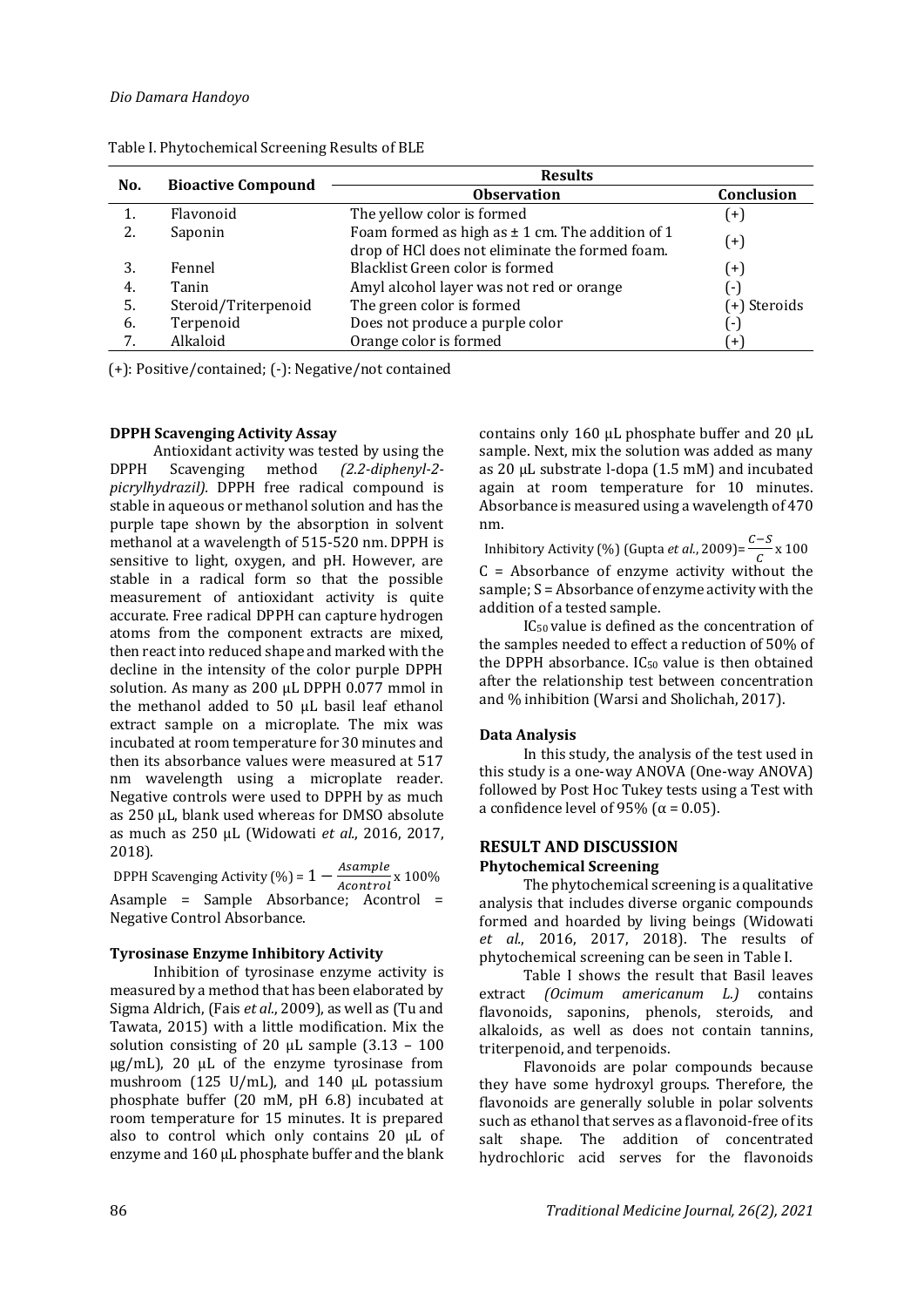Table I. Phytochemical Screening Results of BLE

| No. | Bioactive Compound | Results | |
|---|---|---|---|
| | | **Observation** | **Conclusion** |
| 1. | Flavonoid | The yellow color is formed | (+) |
| 2. | Saponin | Foam formed as high as ± 1 cm. The addition of 1 drop of HCl does not eliminate the formed foam. | (+) |
| 3. | Fennel | Blacklist Green color is formed | (+) |
| 4. | Tanin | Amyl alcohol layer was not red or orange | (-) |
| 5. | Steroid/Triterpenoid | The green color is formed | (+) Steroids |
| 6. | Terpenoid | Does not produce a purple color | (-) |
| 7. | Alkaloid | Orange color is formed | (+) |

(+): Positive/contained; (-): Negative/not contained

#### DPPH Scavenging Activity Assay

Antioxidant activity was tested by using the DPPH Scavenging method *(2.2-diphenyl-2-picrylhydrazil)*. DPPH free radical compound is stable in aqueous or methanol solution and has the purple tape shown by the absorption in solvent methanol at a wavelength of 515-520 nm. DPPH is sensitive to light, oxygen, and pH. However, are stable in a radical form so that the possible measurement of antioxidant activity is quite accurate. Free radical DPPH can capture hydrogen atoms from the component extracts are mixed, then react into reduced shape and marked with the decline in the intensity of the color purple DPPH solution. As many as 200 µL DPPH 0.077 mmol in the methanol added to 50 µL basil leaf ethanol extract sample on a microplate. The mix was incubated at room temperature for 30 minutes and then its absorbance values were measured at 517 nm wavelength using a microplate reader. Negative controls were used to DPPH by as much as 250 µL, blank used whereas for DMSO absolute as much as 250 µL (Widowati *et al.*, 2016, 2017, 2018).

$$\text{DPPH Scavenging Activity (\%)} = 1 - \frac{Asample}{Acontrol} \times 100\%$$

Asample = Sample Absorbance; Acontrol = Negative Control Absorbance.

#### Tyrosinase Enzyme Inhibitory Activity

Inhibition of tyrosinase enzyme activity is measured by a method that has been elaborated by Sigma Aldrich, (Fais *et al.*, 2009), as well as (Tu and Tawata, 2015) with a little modification. Mix the solution consisting of 20 µL sample (3.13 – 100 µg/mL), 20 µL of the enzyme tyrosinase from mushroom (125 U/mL), and 140 µL potassium phosphate buffer (20 mM, pH 6.8) incubated at room temperature for 15 minutes. It is prepared also to control which only contains 20 µL of enzyme and 160 µL phosphate buffer and the blank contains only 160 µL phosphate buffer and 20 µL sample. Next, mix the solution was added as many as 20 µL substrate l-dopa (1.5 mM) and incubated again at room temperature for 10 minutes. Absorbance is measured using a wavelength of 470 nm.

$$\text{Inhibitory Activity (\%) (Gupta } et\ al.\text{, 2009)} = \frac{C-S}{C} \times 100$$

C = Absorbance of enzyme activity without the sample; S = Absorbance of enzyme activity with the addition of a tested sample.

$IC_{50}$ value is defined as the concentration of the samples needed to effect a reduction of 50% of the DPPH absorbance. $IC_{50}$ value is then obtained after the relationship test between concentration and % inhibition (Warsi and Sholichah, 2017).

#### Data Analysis

In this study, the analysis of the test used in this study is a one-way ANOVA (One-way ANOVA) followed by Post Hoc Tukey tests using a Test with a confidence level of 95% ($\alpha = 0.05$).

## RESULT AND DISCUSSION

#### Phytochemical Screening

The phytochemical screening is a qualitative analysis that includes diverse organic compounds formed and hoarded by living beings (Widowati *et al.*, 2016, 2017, 2018). The results of phytochemical screening can be seen in Table I.

Table I shows the result that Basil leaves extract *(Ocimum americanum L.)* contains flavonoids, saponins, phenols, steroids, and alkaloids, as well as does not contain tannins, triterpenoid, and terpenoids.

Flavonoids are polar compounds because they have some hydroxyl groups. Therefore, the flavonoids are generally soluble in polar solvents such as ethanol that serves as a flavonoid-free of its salt shape. The addition of concentrated hydrochloric acid serves for the flavonoids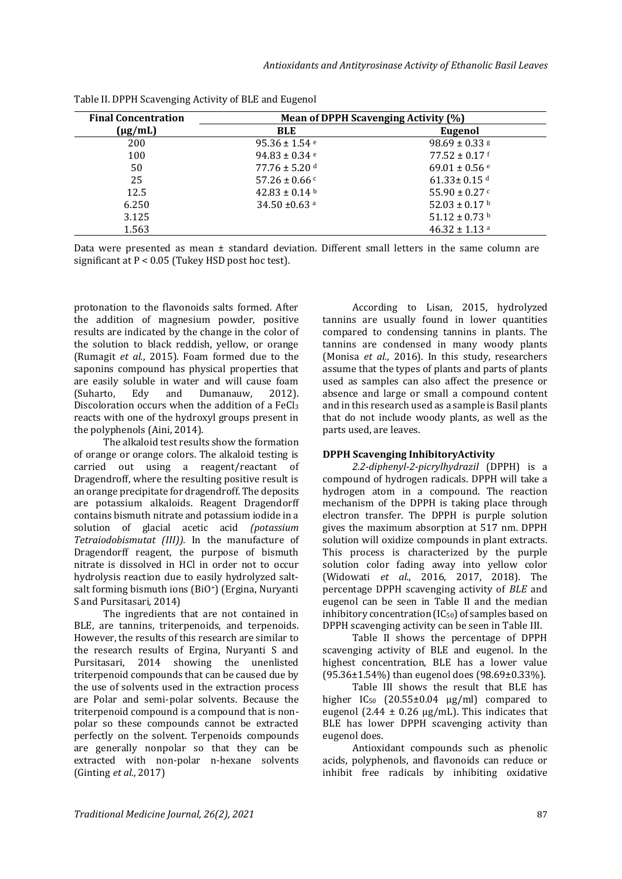Table II. DPPH Scavenging Activity of BLE and Eugenol

| Final Concentration (μg/mL) | Mean of DPPH Scavenging Activity (%) | |
|---|---|---|
| | BLE | Eugenol |
| 200 | 95.36 ± 1.54 [e] | 98.69 ± 0.33 [g] |
| 100 | 94.83 ± 0.34 [e] | 77.52 ± 0.17 [f] |
| 50 | 77.76 ± 5.20 [d] | 69.01 ± 0.56 [e] |
| 25 | 57.26 ± 0.66 [c] | 61.33± 0.15 [d] |
| 12.5 | 42.83 ± 0.14 [b] | 55.90 ± 0.27 [c] |
| 6.250 | 34.50 ±0.63 [a] | 52.03 ± 0.17 [b] |
| 3.125 | | 51.12 ± 0.73 [b] |
| 1.563 | | 46.32 ± 1.13 [a] |

Data were presented as mean ± standard deviation. Different small letters in the same column are significant at $P < 0.05$ (Tukey HSD post hoc test).

protonation to the flavonoids salts formed. After the addition of magnesium powder, positive results are indicated by the change in the color of the solution to black reddish, yellow, or orange (Rumagit *et al.*, 2015). Foam formed due to the saponins compound has physical properties that are easily soluble in water and will cause foam (Suharto, Edy and Dumanauw, 2012). Discoloration occurs when the addition of a $FeCl_3$ reacts with one of the hydroxyl groups present in the polyphenols (Aini, 2014).

The alkaloid test results show the formation of orange or orange colors. The alkaloid testing is carried out using a reagent/reactant of Dragendroff, where the resulting positive result is an orange precipitate for dragendroff. The deposits are potassium alkaloids. Reagent Dragendorff contains bismuth nitrate and potassium iodide in a solution of glacial acetic acid *(potassium Tetraiodobismutat (III)).* In the manufacture of Dragendorff reagent, the purpose of bismuth nitrate is dissolved in HCl in order not to occur hydrolysis reaction due to easily hydrolyzed salt-salt forming bismuth ions ($BiO^+$) (Ergina, Nuryanti S and Pursitasari, 2014)

The ingredients that are not contained in BLE, are tannins, triterpenoids, and terpenoids. However, the results of this research are similar to the research results of Ergina, Nuryanti S and Pursitasari, 2014 showing the unenlisted triterpenoid compounds that can be caused due by the use of solvents used in the extraction process are Polar and semi-polar solvents. Because the triterpenoid compound is a compound that is non-polar so these compounds cannot be extracted perfectly on the solvent. Terpenoids compounds are generally nonpolar so that they can be extracted with non-polar n-hexane solvents (Ginting *et al.*, 2017)

According to Lisan, 2015, hydrolyzed tannins are usually found in lower quantities compared to condensing tannins in plants. The tannins are condensed in many woody plants (Monisa *et al.*, 2016). In this study, researchers assume that the types of plants and parts of plants used as samples can also affect the presence or absence and large or small a compound content and in this research used as a sample is Basil plants that do not include woody plants, as well as the parts used, are leaves.

### DPPH Scavenging InhibitoryActivity

*2.2-diphenyl-2-picrylhydrazil* (DPPH) is a compound of hydrogen radicals. DPPH will take a hydrogen atom in a compound. The reaction mechanism of the DPPH is taking place through electron transfer. The DPPH is purple solution gives the maximum absorption at 517 nm. DPPH solution will oxidize compounds in plant extracts. This process is characterized by the purple solution color fading away into yellow color (Widowati *et al.*, 2016, 2017, 2018). The percentage DPPH scavenging activity of *BLE* and eugenol can be seen in Table II and the median inhibitory concentration ($IC_{50}$) of samples based on DPPH scavenging activity can be seen in Table III.

Table II shows the percentage of DPPH scavenging activity of BLE and eugenol. In the highest concentration, BLE has a lower value (95.36±1.54%) than eugenol does (98.69±0.33%).

Table III shows the result that BLE has higher $IC_{50}$ (20.55±0.04 μg/ml) compared to eugenol (2.44 ± 0.26 μg/mL). This indicates that BLE has lower DPPH scavenging activity than eugenol does.

Antioxidant compounds such as phenolic acids, polyphenols, and flavonoids can reduce or inhibit free radicals by inhibiting oxidative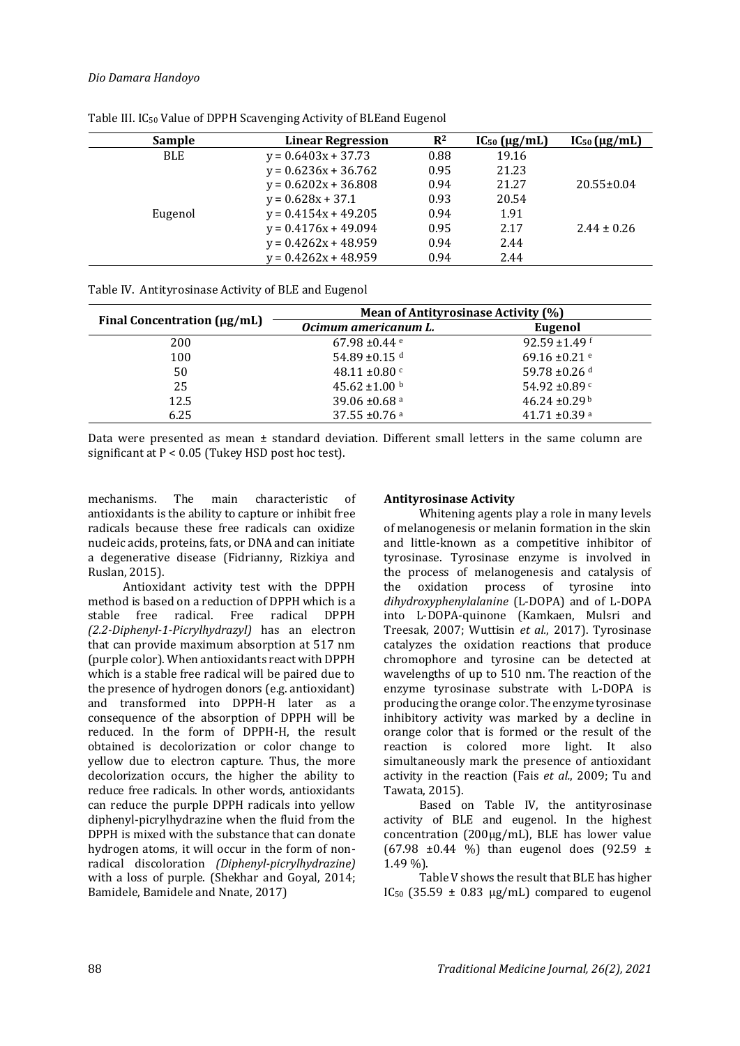Table III. $IC_{50}$ Value of DPPH Scavenging Activity of BLEand Eugenol

| Sample | Linear Regression | $R^2$ | $IC_{50}$ (µg/mL) | $IC_{50}$ (µg/mL) |
|---|---|---|---|---|
| BLE | y = 0.6403x + 37.73 | 0.88 | 19.16 | |
| | y = 0.6236x + 36.762 | 0.95 | 21.23 | |
| | y = 0.6202x + 36.808 | 0.94 | 21.27 | 20.55±0.04 |
| | y = 0.628x + 37.1 | 0.93 | 20.54 | |
| Eugenol | y = 0.4154x + 49.205 | 0.94 | 1.91 | |
| | y = 0.4176x + 49.094 | 0.95 | 2.17 | 2.44 ± 0.26 |
| | y = 0.4262x + 48.959 | 0.94 | 2.44 | |
| | y = 0.4262x + 48.959 | 0.94 | 2.44 | |

Table IV. Antityrosinase Activity of BLE and Eugenol

| Final Concentration (µg/mL) | Mean of Antityrosinase Activity (%) | |
|---|---|---|
| | *Ocimum americanum L.* | Eugenol |
| 200 | 67.98 ±0.44 [e] | 92.59 ±1.49 [f] |
| 100 | 54.89 ±0.15 [d] | 69.16 ±0.21 [e] |
| 50 | 48.11 ±0.80 [c] | 59.78 ±0.26 [d] |
| 25 | 45.62 ±1.00 [b] | 54.92 ±0.89 [c] |
| 12.5 | 39.06 ±0.68 [a] | 46.24 ±0.29 [b] |
| 6.25 | 37.55 ±0.76 [a] | 41.71 ±0.39 [a] |

Data were presented as mean ± standard deviation. Different small letters in the same column are significant at $P < 0.05$ (Tukey HSD post hoc test).

mechanisms. The main characteristic of antioxidants is the ability to capture or inhibit free radicals because these free radicals can oxidize nucleic acids, proteins, fats, or DNA and can initiate a degenerative disease (Fidrianny, Rizkiya and Ruslan, 2015).

Antioxidant activity test with the DPPH method is based on a reduction of DPPH which is a stable free radical. Free radical DPPH *(2.2-Diphenyl-1-Picrylhydrazyl)* has an electron that can provide maximum absorption at 517 nm (purple color). When antioxidants react with DPPH which is a stable free radical will be paired due to the presence of hydrogen donors (e.g. antioxidant) and transformed into DPPH-H later as a consequence of the absorption of DPPH will be reduced. In the form of DPPH-H, the result obtained is decolorization or color change to yellow due to electron capture. Thus, the more decolorization occurs, the higher the ability to reduce free radicals. In other words, antioxidants can reduce the purple DPPH radicals into yellow diphenyl-picrylhydrazine when the fluid from the DPPH is mixed with the substance that can donate hydrogen atoms, it will occur in the form of non-radical discoloration *(Diphenyl-picrylhydrazine)* with a loss of purple. (Shekhar and Goyal, 2014; Bamidele, Bamidele and Nnate, 2017)

**Antityrosinase Activity**

Whitening agents play a role in many levels of melanogenesis or melanin formation in the skin and little-known as a competitive inhibitor of tyrosinase. Tyrosinase enzyme is involved in the process of melanogenesis and catalysis of the oxidation process of tyrosine into *dihydroxyphenylalanine* (L-DOPA) and of L-DOPA into L-DOPA-quinone (Kamkaen, Mulsri and Treesak, 2007; Wuttisin *et al.*, 2017). Tyrosinase catalyzes the oxidation reactions that produce chromophore and tyrosine can be detected at wavelengths of up to 510 nm. The reaction of the enzyme tyrosinase substrate with L-DOPA is producing the orange color. The enzyme tyrosinase inhibitory activity was marked by a decline in orange color that is formed or the result of the reaction is colored more light. It also simultaneously mark the presence of antioxidant activity in the reaction (Fais *et al.*, 2009; Tu and Tawata, 2015).

Based on Table IV, the antityrosinase activity of BLE and eugenol. In the highest concentration (200µg/mL), BLE has lower value (67.98 ±0.44 %) than eugenol does (92.59 ± 1.49 %).

Table V shows the result that BLE has higher $IC_{50}$ (35.59 ± 0.83 µg/mL) compared to eugenol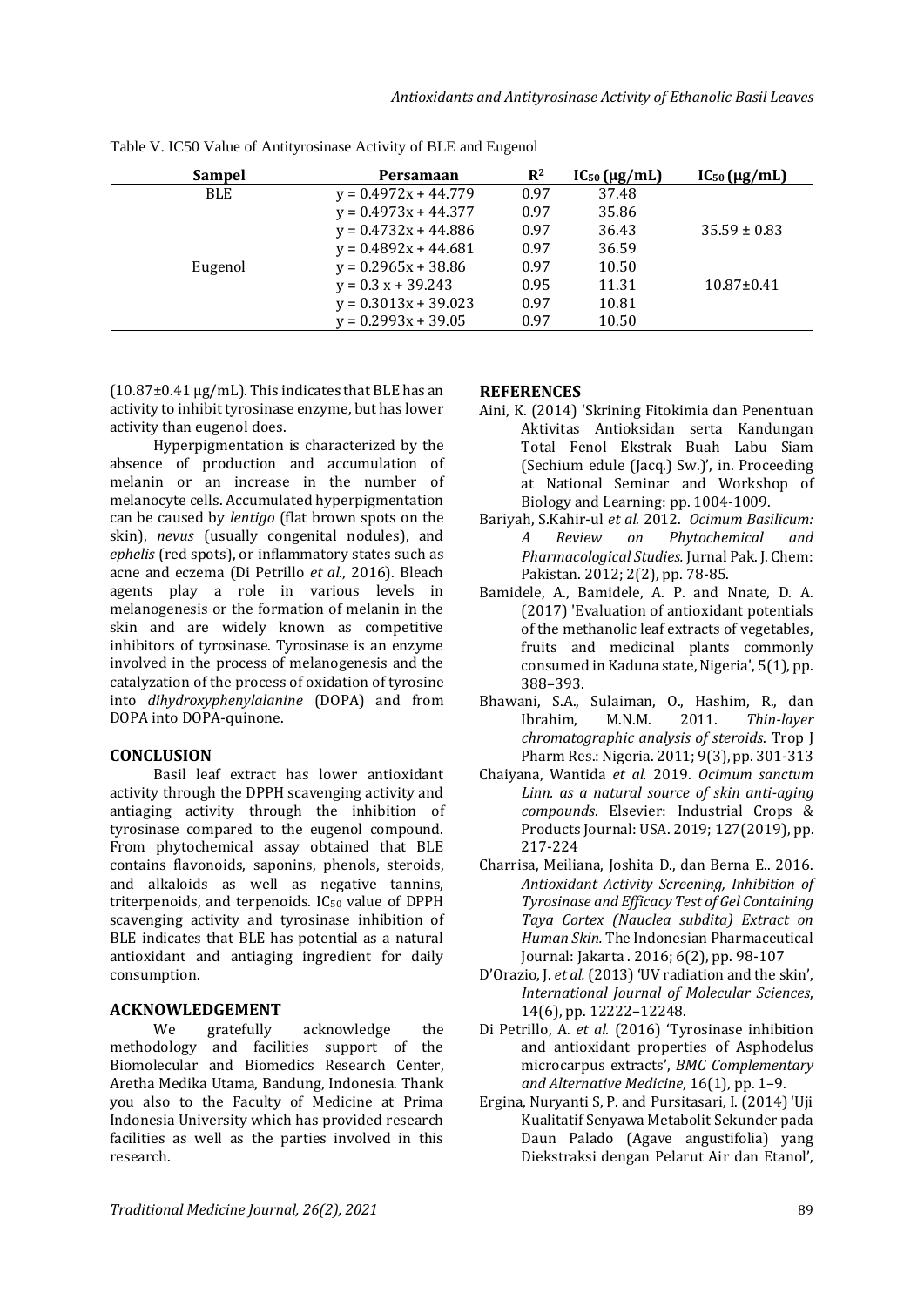Table V. $IC_{50}$ Value of Antityrosinase Activity of BLE and Eugenol

| Sampel | Persamaan | $R^2$ | $IC_{50}$ (µg/mL) | $IC_{50}$ (µg/mL) |
|---|---|---|---|---|
| BLE | $y = 0.4972x + 44.779$ | 0.97 | 37.48 | |
| | $y = 0.4973x + 44.377$ | 0.97 | 35.86 | |
| | $y = 0.4732x + 44.886$ | 0.97 | 36.43 | 35.59 ± 0.83 |
| | $y = 0.4892x + 44.681$ | 0.97 | 36.59 | |
| Eugenol | $y = 0.2965x + 38.86$ | 0.97 | 10.50 | |
| | $y = 0.3x + 39.243$ | 0.95 | 11.31 | 10.87±0.41 |
| | $y = 0.3013x + 39.023$ | 0.97 | 10.81 | |
| | $y = 0.2993x + 39.05$ | 0.97 | 10.50 | |

(10.87±0.41 µg/mL). This indicates that BLE has an activity to inhibit tyrosinase enzyme, but has lower activity than eugenol does.

Hyperpigmentation is characterized by the absence of production and accumulation of melanin or an increase in the number of melanocyte cells. Accumulated hyperpigmentation can be caused by *lentigo* (flat brown spots on the skin), *nevus* (usually congenital nodules), and *ephelis* (red spots), or inflammatory states such as acne and eczema (Di Petrillo *et al.*, 2016). Bleach agents play a role in various levels in melanogenesis or the formation of melanin in the skin and are widely known as competitive inhibitors of tyrosinase. Tyrosinase is an enzyme involved in the process of melanogenesis and the catalyzation of the process of oxidation of tyrosine into *dihydroxyphenylalanine* (DOPA) and from DOPA into DOPA-quinone.

## CONCLUSION

Basil leaf extract has lower antioxidant activity through the DPPH scavenging activity and antiaging activity through the inhibition of tyrosinase compared to the eugenol compound. From phytochemical assay obtained that BLE contains flavonoids, saponins, phenols, steroids, and alkaloids as well as negative tannins, triterpenoids, and terpenoids. $IC_{50}$ value of DPPH scavenging activity and tyrosinase inhibition of BLE indicates that BLE has potential as a natural antioxidant and antiaging ingredient for daily consumption.

## ACKNOWLEDGEMENT

We gratefully acknowledge the methodology and facilities support of the Biomolecular and Biomedics Research Center, Aretha Medika Utama, Bandung, Indonesia. Thank you also to the Faculty of Medicine at Prima Indonesia University which has provided research facilities as well as the parties involved in this research.

## REFERENCES

Aini, K. (2014) 'Skrining Fitokimia dan Penentuan Aktivitas Antioksidan serta Kandungan Total Fenol Ekstrak Buah Labu Siam (Sechium edule (Jacq.) Sw.)', in. Proceeding at National Seminar and Workshop of Biology and Learning: pp. 1004-1009.

Bariyah, S.Kahir-ul *et al.* 2012. *Ocimum Basilicum: A Review on Phytochemical and Pharmacological Studies.* Jurnal Pak. J. Chem: Pakistan. 2012; 2(2), pp. 78-85.

Bamidele, A., Bamidele, A. P. and Nnate, D. A. (2017) 'Evaluation of antioxidant potentials of the methanolic leaf extracts of vegetables, fruits and medicinal plants commonly consumed in Kaduna state, Nigeria', 5(1), pp. 388–393.

Bhawani, S.A., Sulaiman, O., Hashim, R., dan Ibrahim, M.N.M. 2011. *Thin-layer chromatographic analysis of steroids*. Trop J Pharm Res.: Nigeria. 2011; 9(3), pp. 301-313

Chaiyana, Wantida *et al.* 2019. *Ocimum sanctum Linn. as a natural source of skin anti-aging compounds*. Elsevier: Industrial Crops & Products Journal: USA. 2019; 127(2019), pp. 217-224

Charrisa, Meiliana, Joshita D., dan Berna E.. 2016. *Antioxidant Activity Screening, Inhibition of Tyrosinase and Efficacy Test of Gel Containing Taya Cortex (Nauclea subdita) Extract on Human Skin.* The Indonesian Pharmaceutical Journal: Jakarta . 2016; 6(2), pp. 98-107

D'Orazio, J. *et al.* (2013) 'UV radiation and the skin', *International Journal of Molecular Sciences*, 14(6), pp. 12222–12248.

Di Petrillo, A. *et al.* (2016) 'Tyrosinase inhibition and antioxidant properties of Asphodelus microcarpus extracts', *BMC Complementary and Alternative Medicine*, 16(1), pp. 1–9.

Ergina, Nuryanti S, P. and Pursitasari, I. (2014) 'Uji Kualitatif Senyawa Metabolit Sekunder pada Daun Palado (Agave angustifolia) yang Diekstraksi dengan Pelarut Air dan Etanol',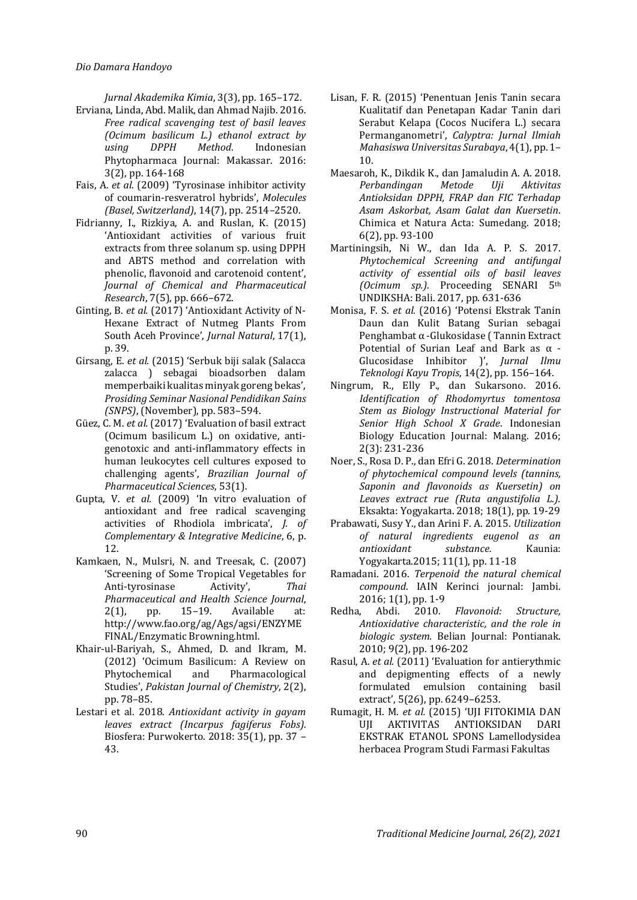*Jurnal Akademika Kimia*, 3(3), pp. 165–172.

Erviana, Linda, Abd. Malik, dan Ahmad Najib. 2016. *Free radical scavenging test of basil leaves (Ocimum basilicum L.) ethanol extract by using DPPH Method*. Indonesian Phytopharmaca Journal: Makassar. 2016: 3(2), pp. 164-168

Fais, A. *et al.* (2009) 'Tyrosinase inhibitor activity of coumarin-resveratrol hybrids', *Molecules (Basel, Switzerland)*, 14(7), pp. 2514–2520.

Fidrianny, I., Rizkiya, A. and Ruslan, K. (2015) 'Antioxidant activities of various fruit extracts from three solanum sp. using DPPH and ABTS method and correlation with phenolic, flavonoid and carotenoid content', *Journal of Chemical and Pharmaceutical Research*, 7(5), pp. 666–672.

Ginting, B. *et al.* (2017) 'Antioxidant Activity of N-Hexane Extract of Nutmeg Plants From South Aceh Province', *Jurnal Natural*, 17(1), p. 39.

Girsang, E. *et al.* (2015) 'Serbuk biji salak (Salacca zalacca ) sebagai bioadsorben dalam memperbaiki kualitas minyak goreng bekas', *Prosiding Seminar Nasional Pendidikan Sains (SNPS)*, (November), pp. 583–594.

Güez, C. M. *et al.* (2017) 'Evaluation of basil extract (Ocimum basilicum L.) on oxidative, anti-genotoxic and anti-inflammatory effects in human leukocytes cell cultures exposed to challenging agents', *Brazilian Journal of Pharmaceutical Sciences*, 53(1).

Gupta, V. *et al.* (2009) 'In vitro evaluation of antioxidant and free radical scavenging activities of Rhodiola imbricata', *J. of Complementary & Integrative Medicine*, 6, p. 12.

Kamkaen, N., Mulsri, N. and Treesak, C. (2007) 'Screening of Some Tropical Vegetables for Anti-tyrosinase Activity', *Thai Pharmaceutical and Health Science Journal*, 2(1), pp. 15–19. Available at: http://www.fao.org/ag/Ags/agsi/ENZYMEFINAL/Enzymatic Browning.html.

Khair-ul-Bariyah, S., Ahmed, D. and Ikram, M. (2012) 'Ocimum Basilicum: A Review on Phytochemical and Pharmacological Studies', *Pakistan Journal of Chemistry*, 2(2), pp. 78–85.

Lestari et al. 2018. *Antioxidant activity in gayam leaves extract (Incarpus fagiferus Fobs).* Biosfera: Purwokerto. 2018: 35(1), pp. 37 – 43.

Lisan, F. R. (2015) 'Penentuan Jenis Tanin secara Kualitatif dan Penetapan Kadar Tanin dari Serabut Kelapa (Cocos Nucifera L.) secara Permanganometri', *Calyptra: Jurnal Ilmiah Mahasiswa Universitas Surabaya*, 4(1), pp. 1–10.

Maesaroh, K., Dikdik K., dan Jamaludin A. A. 2018. *Perbandingan Metode Uji Aktivitas Antioksidan DPPH, FRAP dan FIC Terhadap Asam Askorbat, Asam Galat dan Kuersetin*. Chimica et Natura Acta: Sumedang. 2018; 6(2), pp. 93-100

Martiningsih, Ni W., dan Ida A. P. S. 2017. *Phytochemical Screening and antifungal activity of essential oils of basil leaves (Ocimum sp.)*. Proceeding SENARI 5th UNDIKSHA: Bali. 2017, pp. 631-636

Monisa, F. S. *et al.* (2016) 'Potensi Ekstrak Tanin Daun dan Kulit Batang Surian sebagai Penghambat α-Glukosidase ( Tannin Extract Potential of Surian Leaf and Bark as α - Glucosidase Inhibitor )', *Jurnal Ilmu Teknologi Kayu Tropis*, 14(2), pp. 156–164.

Ningrum, R., Elly P., dan Sukarsono. 2016. *Identification of Rhodomyrtus tomentosa Stem as Biology Instructional Material for Senior High School X Grade*. Indonesian Biology Education Journal: Malang. 2016; 2(3): 231-236

Noer, S., Rosa D. P., dan Efri G. 2018. *Determination of phytochemical compound levels (tannins, Saponin and flavonoids as Kuersetin) on Leaves extract rue (Ruta angustifolia L.).* Eksakta: Yogyakarta. 2018; 18(1), pp. 19-29

Prabawati, Susy Y., dan Arini F. A. 2015. *Utilization of natural ingredients eugenol as an antioxidant substance.* Kaunia: Yogyakarta.2015; 11(1), pp. 11-18

Ramadani. 2016. *Terpenoid the natural chemical compound*. IAIN Kerinci journal: Jambi. 2016; 1(1), pp. 1-9

Redha, Abdi. 2010. *Flavonoid: Structure, Antioxidative characteristic, and the role in biologic system.* Belian Journal: Pontianak. 2010; 9(2), pp. 196-202

Rasul, A. *et al.* (2011) 'Evaluation for antierythmic and depigmenting effects of a newly formulated emulsion containing basil extract', 5(26), pp. 6249–6253.

Rumagit, H. M. *et al.* (2015) 'UJI FITOKIMIA DAN UJI AKTIVITAS ANTIOKSIDAN DARI EKSTRAK ETANOL SPONS Lamellodysidea herbacea Program Studi Farmasi Fakultas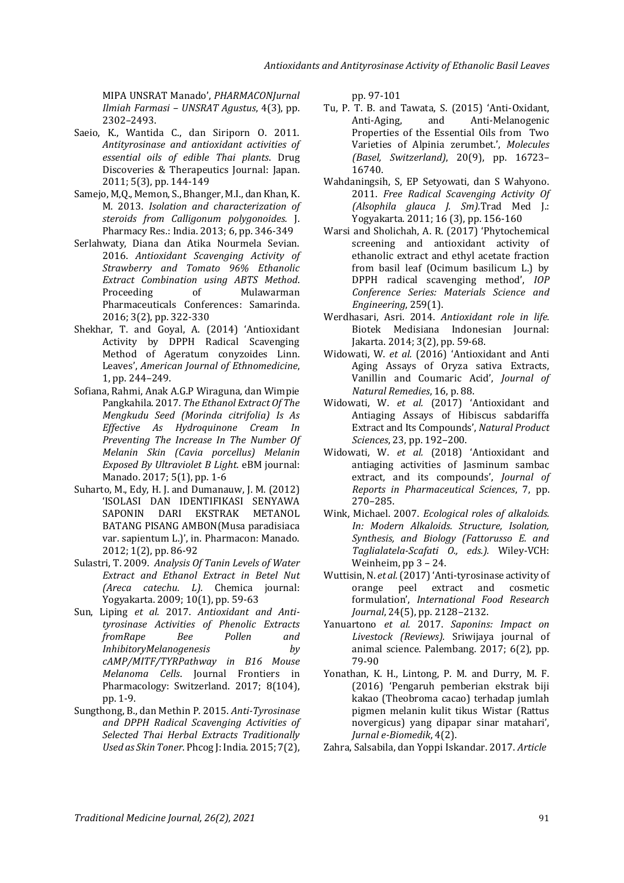MIPA UNSRAT Manado', *PHARMACONJurnal Ilmiah Farmasi – UNSRAT Agustus*, 4(3), pp. 2302–2493.

Saeio, K., Wantida C., dan Siriporn O. 2011. *Antityrosinase and antioxidant activities of essential oils of edible Thai plants*. Drug Discoveries & Therapeutics Journal: Japan. 2011; 5(3), pp. 144-149

Samejo, M,Q., Memon, S., Bhanger, M.I., dan Khan, K. M. 2013. *Isolation and characterization of steroids from Calligonum polygonoides*. J. Pharmacy Res.: India. 2013; 6, pp. 346-349

Serlahwaty, Diana dan Atika Nourmela Sevian. 2016. *Antioxidant Scavenging Activity of Strawberry and Tomato 96% Ethanolic Extract Combination using ABTS Method*. Proceeding of Mulawarman Pharmaceuticals Conferences: Samarinda. 2016; 3(2), pp. 322-330

Shekhar, T. and Goyal, A. (2014) 'Antioxidant Activity by DPPH Radical Scavenging Method of Ageratum conyzoides Linn. Leaves', *American Journal of Ethnomedicine*, 1, pp. 244–249.

Sofiana, Rahmi, Anak A.G.P Wiraguna, dan Wimpie Pangkahila. 2017. *The Ethanol Extract Of The Mengkudu Seed (Morinda citrifolia) Is As Effective As Hydroquinone Cream In Preventing The Increase In The Number Of Melanin Skin (Cavia porcellus) Melanin Exposed By Ultraviolet B Light*. eBM journal: Manado. 2017; 5(1), pp. 1-6

Suharto, M., Edy, H. J. and Dumanauw, J. M. (2012) 'ISOLASI DAN IDENTIFIKASI SENYAWA SAPONIN DARI EKSTRAK METANOL BATANG PISANG AMBON(Musa paradisiaca var. sapientum L.)', in. Pharmacon: Manado. 2012; 1(2), pp. 86-92

Sulastri, T. 2009. *Analysis Of Tanin Levels of Water Extract and Ethanol Extract in Betel Nut (Areca catechu. L).* Chemica journal: Yogyakarta. 2009; 10(1), pp. 59-63

Sun, Liping *et al.* 2017. *Antioxidant and Anti-tyrosinase Activities of Phenolic Extracts fromRape Bee Pollen and InhibitoryMelanogenesis by cAMP/MITF/TYRPathway in B16 Mouse Melanoma Cells*. Journal Frontiers in Pharmacology: Switzerland. 2017; 8(104), pp. 1-9.

Sungthong, B., dan Methin P. 2015. *Anti-Tyrosinase and DPPH Radical Scavenging Activities of Selected Thai Herbal Extracts Traditionally Used as Skin Toner*. Phcog J: India. 2015; 7(2), pp. 97-101

Tu, P. T. B. and Tawata, S. (2015) 'Anti-Oxidant, Anti-Aging, and Anti-Melanogenic Properties of the Essential Oils from Two Varieties of Alpinia zerumbet.', *Molecules (Basel, Switzerland)*, 20(9), pp. 16723–16740.

Wahdaningsih, S, EP Setyowati, dan S Wahyono. 2011. *Free Radical Scavenging Activity Of (Alsophila glauca J. Sm).*Trad Med J.: Yogyakarta. 2011; 16 (3), pp. 156-160

Warsi and Sholichah, A. R. (2017) 'Phytochemical screening and antioxidant activity of ethanolic extract and ethyl acetate fraction from basil leaf (Ocimum basilicum L.) by DPPH radical scavenging method', *IOP Conference Series: Materials Science and Engineering*, 259(1).

Werdhasari, Asri. 2014. *Antioxidant role in life.* Biotek Medisiana Indonesian Journal: Jakarta. 2014; 3(2), pp. 59-68.

Widowati, W. *et al.* (2016) 'Antioxidant and Anti Aging Assays of Oryza sativa Extracts, Vanillin and Coumaric Acid', *Journal of Natural Remedies*, 16, p. 88.

Widowati, W. *et al.* (2017) 'Antioxidant and Antiaging Assays of Hibiscus sabdariffa Extract and Its Compounds', *Natural Product Sciences*, 23, pp. 192–200.

Widowati, W. *et al.* (2018) 'Antioxidant and antiaging activities of Jasminum sambac extract, and its compounds', *Journal of Reports in Pharmaceutical Sciences*, 7, pp. 270–285.

Wink, Michael. 2007. *Ecological roles of alkaloids. In: Modern Alkaloids. Structure, Isolation, Synthesis, and Biology (Fattorusso E. and Taglialatela-Scafati O., eds.).* Wiley-VCH: Weinheim, pp 3 – 24.

Wuttisin, N. *et al.* (2017) 'Anti-tyrosinase activity of orange peel extract and cosmetic formulation', *International Food Research Journal*, 24(5), pp. 2128–2132.

Yanuartono *et al.* 2017. *Saponins: Impact on Livestock (Reviews)*. Sriwijaya journal of animal science. Palembang. 2017; 6(2), pp. 79-90

Yonathan, K. H., Lintong, P. M. and Durry, M. F. (2016) 'Pengaruh pemberian ekstrak biji kakao (Theobroma cacao) terhadap jumlah pigmen melanin kulit tikus Wistar (Rattus novergicus) yang dipapar sinar matahari', *Jurnal e-Biomedik*, 4(2).

Zahra, Salsabila, dan Yoppi Iskandar. 2017. *Article*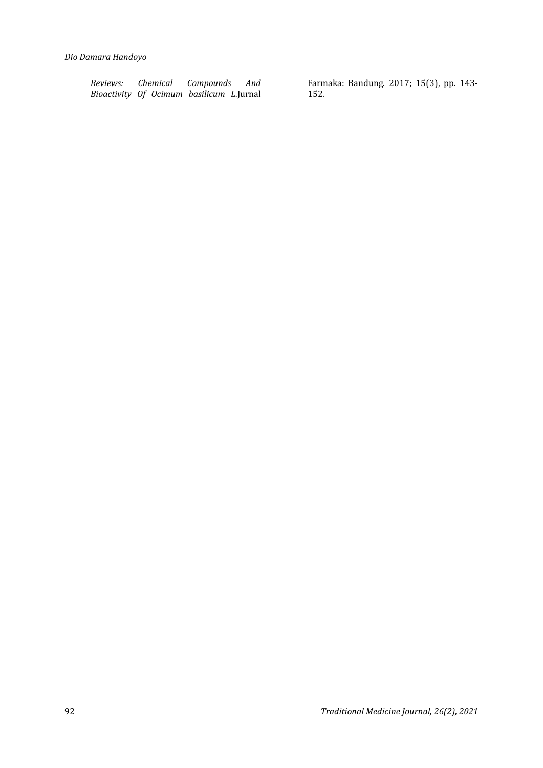*Reviews: Chemical Compounds And Bioactivity Of Ocimum basilicum L.*Jurnal Farmaka: Bandung. 2017; 15(3), pp. 143-152.